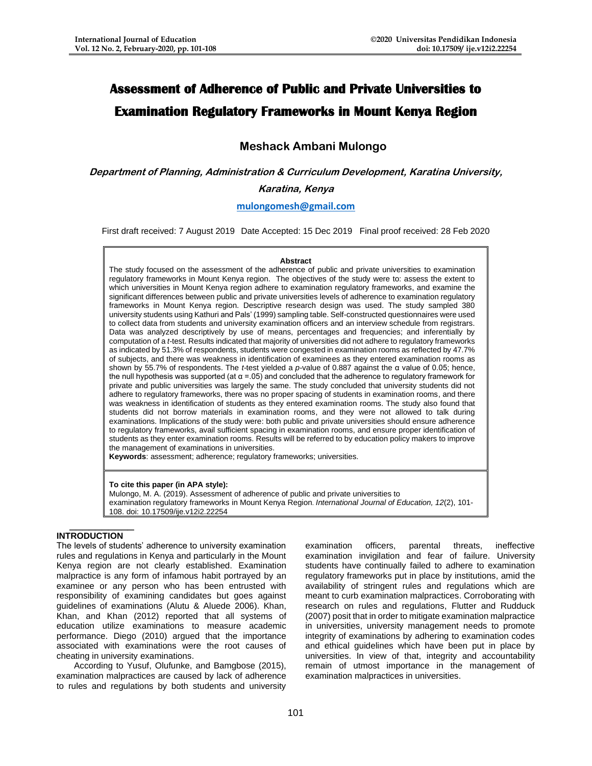# Assessment of Adherence of Public and Private Universities to Examination Regulatory Frameworks in Mount Kenya Region

**Meshack Ambani Mulongo**

***Department of Planning, Administration & Curriculum Development, Karatina University, Karatina, Kenya***

mulongomesh@gmail.com

First draft received: 7 August 2019 Date Accepted: 15 Dec 2019 Final proof received: 28 Feb 2020

**Abstract**

The study focused on the assessment of the adherence of public and private universities to examination regulatory frameworks in Mount Kenya region. The objectives of the study were to: assess the extent to which universities in Mount Kenya region adhere to examination regulatory frameworks, and examine the significant differences between public and private universities levels of adherence to examination regulatory frameworks in Mount Kenya region. Descriptive research design was used. The study sampled 380 university students using Kathuri and Pals' (1999) sampling table. Self-constructed questionnaires were used to collect data from students and university examination officers and an interview schedule from registrars. Data was analyzed descriptively by use of means, percentages and frequencies; and inferentially by computation of a *t*-test. Results indicated that majority of universities did not adhere to regulatory frameworks as indicated by 51.3% of respondents, students were congested in examination rooms as reflected by 47.7% of subjects, and there was weakness in identification of examinees as they entered examination rooms as shown by 55.7% of respondents. The *t*-test yielded a *p*-value of 0.887 against the α value of 0.05; hence, the null hypothesis was supported (at α =.05) and concluded that the adherence to regulatory framework for private and public universities was largely the same. The study concluded that university students did not adhere to regulatory frameworks, there was no proper spacing of students in examination rooms, and there was weakness in identification of students as they entered examination rooms. The study also found that students did not borrow materials in examination rooms, and they were not allowed to talk during examinations. Implications of the study were: both public and private universities should ensure adherence to regulatory frameworks, avail sufficient spacing in examination rooms, and ensure proper identification of students as they enter examination rooms. Results will be referred to by education policy makers to improve the management of examinations in universities.

**Keywords**: assessment; adherence; regulatory frameworks; universities.

**To cite this paper (in APA style):**

Mulongo, M. A. (2019). Assessment of adherence of public and private universities to examination regulatory frameworks in Mount Kenya Region. *International Journal of Education, 12*(2), 101-108. doi: 10.17509/ije.v12i2.22254

## INTRODUCTION

The levels of students' adherence to university examination rules and regulations in Kenya and particularly in the Mount Kenya region are not clearly established. Examination malpractice is any form of infamous habit portrayed by an examinee or any person who has been entrusted with responsibility of examining candidates but goes against guidelines of examinations (Alutu & Aluede 2006). Khan, Khan, and Khan (2012) reported that all systems of education utilize examinations to measure academic performance. Diego (2010) argued that the importance associated with examinations were the root causes of cheating in university examinations.

According to Yusuf, Olufunke, and Bamgbose (2015), examination malpractices are caused by lack of adherence to rules and regulations by both students and university examination officers, parental threats, ineffective examination invigilation and fear of failure. University students have continually failed to adhere to examination regulatory frameworks put in place by institutions, amid the availability of stringent rules and regulations which are meant to curb examination malpractices. Corroborating with research on rules and regulations, Flutter and Rudduck (2007) posit that in order to mitigate examination malpractice in universities, university management needs to promote integrity of examinations by adhering to examination codes and ethical guidelines which have been put in place by universities. In view of that, integrity and accountability remain of utmost importance in the management of examination malpractices in universities.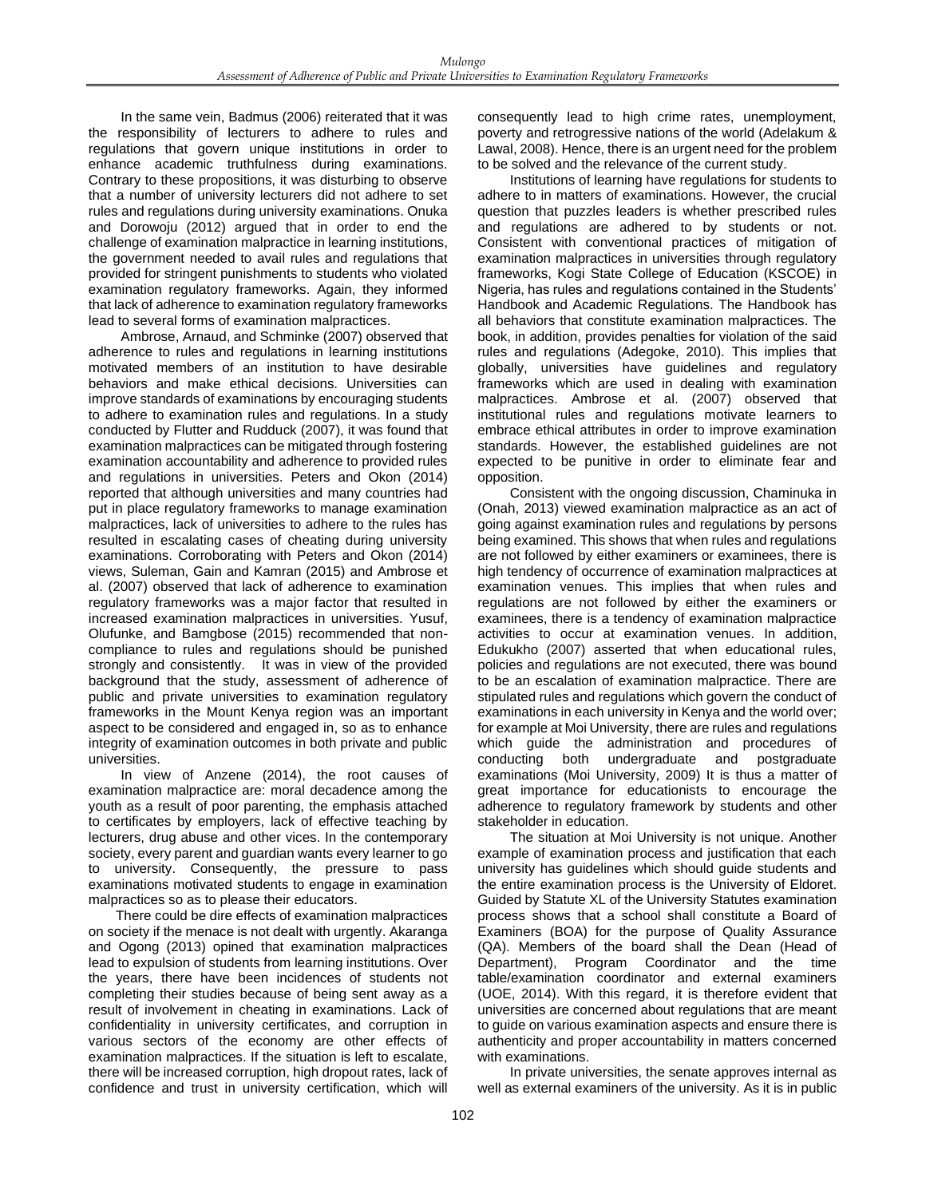In the same vein, Badmus (2006) reiterated that it was the responsibility of lecturers to adhere to rules and regulations that govern unique institutions in order to enhance academic truthfulness during examinations. Contrary to these propositions, it was disturbing to observe that a number of university lecturers did not adhere to set rules and regulations during university examinations. Onuka and Dorowoju (2012) argued that in order to end the challenge of examination malpractice in learning institutions, the government needed to avail rules and regulations that provided for stringent punishments to students who violated examination regulatory frameworks. Again, they informed that lack of adherence to examination regulatory frameworks lead to several forms of examination malpractices.

Ambrose, Arnaud, and Schminke (2007) observed that adherence to rules and regulations in learning institutions motivated members of an institution to have desirable behaviors and make ethical decisions. Universities can improve standards of examinations by encouraging students to adhere to examination rules and regulations. In a study conducted by Flutter and Rudduck (2007), it was found that examination malpractices can be mitigated through fostering examination accountability and adherence to provided rules and regulations in universities. Peters and Okon (2014) reported that although universities and many countries had put in place regulatory frameworks to manage examination malpractices, lack of universities to adhere to the rules has resulted in escalating cases of cheating during university examinations. Corroborating with Peters and Okon (2014) views, Suleman, Gain and Kamran (2015) and Ambrose et al. (2007) observed that lack of adherence to examination regulatory frameworks was a major factor that resulted in increased examination malpractices in universities. Yusuf, Olufunke, and Bamgbose (2015) recommended that non-compliance to rules and regulations should be punished strongly and consistently. It was in view of the provided background that the study, assessment of adherence of public and private universities to examination regulatory frameworks in the Mount Kenya region was an important aspect to be considered and engaged in, so as to enhance integrity of examination outcomes in both private and public universities.

In view of Anzene (2014), the root causes of examination malpractice are: moral decadence among the youth as a result of poor parenting, the emphasis attached to certificates by employers, lack of effective teaching by lecturers, drug abuse and other vices. In the contemporary society, every parent and guardian wants every learner to go to university. Consequently, the pressure to pass examinations motivated students to engage in examination malpractices so as to please their educators.

There could be dire effects of examination malpractices on society if the menace is not dealt with urgently. Akaranga and Ogong (2013) opined that examination malpractices lead to expulsion of students from learning institutions. Over the years, there have been incidences of students not completing their studies because of being sent away as a result of involvement in cheating in examinations. Lack of confidentiality in university certificates, and corruption in various sectors of the economy are other effects of examination malpractices. If the situation is left to escalate, there will be increased corruption, high dropout rates, lack of confidence and trust in university certification, which will consequently lead to high crime rates, unemployment, poverty and retrogressive nations of the world (Adelakum & Lawal, 2008). Hence, there is an urgent need for the problem to be solved and the relevance of the current study.

Institutions of learning have regulations for students to adhere to in matters of examinations. However, the crucial question that puzzles leaders is whether prescribed rules and regulations are adhered to by students or not. Consistent with conventional practices of mitigation of examination malpractices in universities through regulatory frameworks, Kogi State College of Education (KSCOE) in Nigeria, has rules and regulations contained in the Students' Handbook and Academic Regulations. The Handbook has all behaviors that constitute examination malpractices. The book, in addition, provides penalties for violation of the said rules and regulations (Adegoke, 2010). This implies that globally, universities have guidelines and regulatory frameworks which are used in dealing with examination malpractices. Ambrose et al. (2007) observed that institutional rules and regulations motivate learners to embrace ethical attributes in order to improve examination standards. However, the established guidelines are not expected to be punitive in order to eliminate fear and opposition.

Consistent with the ongoing discussion, Chaminuka in (Onah, 2013) viewed examination malpractice as an act of going against examination rules and regulations by persons being examined. This shows that when rules and regulations are not followed by either examiners or examinees, there is high tendency of occurrence of examination malpractices at examination venues. This implies that when rules and regulations are not followed by either the examiners or examinees, there is a tendency of examination malpractice activities to occur at examination venues. In addition, Edukukho (2007) asserted that when educational rules, policies and regulations are not executed, there was bound to be an escalation of examination malpractice. There are stipulated rules and regulations which govern the conduct of examinations in each university in Kenya and the world over; for example at Moi University, there are rules and regulations which guide the administration and procedures of conducting both undergraduate and postgraduate examinations (Moi University, 2009) It is thus a matter of great importance for educationists to encourage the adherence to regulatory framework by students and other stakeholder in education.

The situation at Moi University is not unique. Another example of examination process and justification that each university has guidelines which should guide students and the entire examination process is the University of Eldoret. Guided by Statute XL of the University Statutes examination process shows that a school shall constitute a Board of Examiners (BOA) for the purpose of Quality Assurance (QA). Members of the board shall the Dean (Head of Department), Program Coordinator and the time table/examination coordinator and external examiners (UOE, 2014). With this regard, it is therefore evident that universities are concerned about regulations that are meant to guide on various examination aspects and ensure there is authenticity and proper accountability in matters concerned with examinations.

In private universities, the senate approves internal as well as external examiners of the university. As it is in public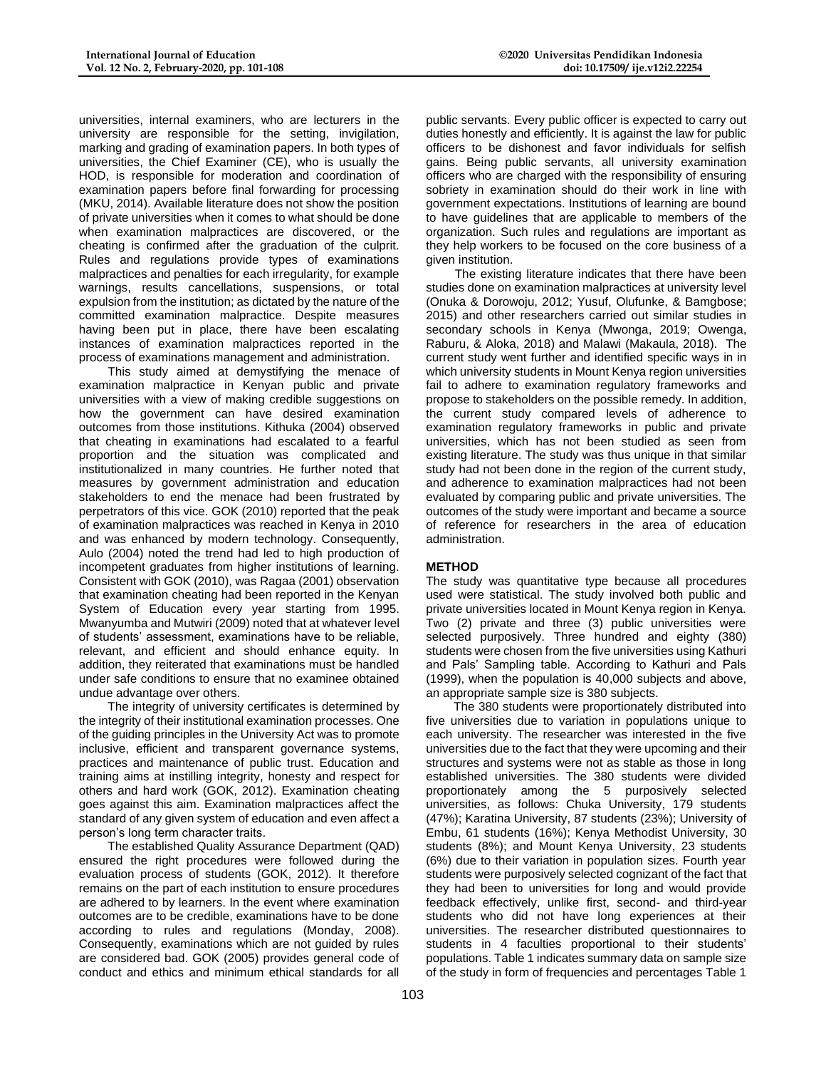universities, internal examiners, who are lecturers in the university are responsible for the setting, invigilation, marking and grading of examination papers. In both types of universities, the Chief Examiner (CE), who is usually the HOD, is responsible for moderation and coordination of examination papers before final forwarding for processing (MKU, 2014). Available literature does not show the position of private universities when it comes to what should be done when examination malpractices are discovered, or the cheating is confirmed after the graduation of the culprit. Rules and regulations provide types of examinations malpractices and penalties for each irregularity, for example warnings, results cancellations, suspensions, or total expulsion from the institution; as dictated by the nature of the committed examination malpractice. Despite measures having been put in place, there have been escalating instances of examination malpractices reported in the process of examinations management and administration.

This study aimed at demystifying the menace of examination malpractice in Kenyan public and private universities with a view of making credible suggestions on how the government can have desired examination outcomes from those institutions. Kithuka (2004) observed that cheating in examinations had escalated to a fearful proportion and the situation was complicated and institutionalized in many countries. He further noted that measures by government administration and education stakeholders to end the menace had been frustrated by perpetrators of this vice. GOK (2010) reported that the peak of examination malpractices was reached in Kenya in 2010 and was enhanced by modern technology. Consequently, Aulo (2004) noted the trend had led to high production of incompetent graduates from higher institutions of learning. Consistent with GOK (2010), was Ragaa (2001) observation that examination cheating had been reported in the Kenyan System of Education every year starting from 1995. Mwanyumba and Mutwiri (2009) noted that at whatever level of students' assessment, examinations have to be reliable, relevant, and efficient and should enhance equity. In addition, they reiterated that examinations must be handled under safe conditions to ensure that no examinee obtained undue advantage over others.

The integrity of university certificates is determined by the integrity of their institutional examination processes. One of the guiding principles in the University Act was to promote inclusive, efficient and transparent governance systems, practices and maintenance of public trust. Education and training aims at instilling integrity, honesty and respect for others and hard work (GOK, 2012). Examination cheating goes against this aim. Examination malpractices affect the standard of any given system of education and even affect a person's long term character traits.

The established Quality Assurance Department (QAD) ensured the right procedures were followed during the evaluation process of students (GOK, 2012). It therefore remains on the part of each institution to ensure procedures are adhered to by learners. In the event where examination outcomes are to be credible, examinations have to be done according to rules and regulations (Monday, 2008). Consequently, examinations which are not guided by rules are considered bad. GOK (2005) provides general code of conduct and ethics and minimum ethical standards for all public servants. Every public officer is expected to carry out duties honestly and efficiently. It is against the law for public officers to be dishonest and favor individuals for selfish gains. Being public servants, all university examination officers who are charged with the responsibility of ensuring sobriety in examination should do their work in line with government expectations. Institutions of learning are bound to have guidelines that are applicable to members of the organization. Such rules and regulations are important as they help workers to be focused on the core business of a given institution.

The existing literature indicates that there have been studies done on examination malpractices at university level (Onuka & Dorowoju, 2012; Yusuf, Olufunke, & Bamgbose; 2015) and other researchers carried out similar studies in secondary schools in Kenya (Mwonga, 2019; Owenga, Raburu, & Aloka, 2018) and Malawi (Makaula, 2018). The current study went further and identified specific ways in in which university students in Mount Kenya region universities fail to adhere to examination regulatory frameworks and propose to stakeholders on the possible remedy. In addition, the current study compared levels of adherence to examination regulatory frameworks in public and private universities, which has not been studied as seen from existing literature. The study was thus unique in that similar study had not been done in the region of the current study, and adherence to examination malpractices had not been evaluated by comparing public and private universities. The outcomes of the study were important and became a source of reference for researchers in the area of education administration.

## METHOD

The study was quantitative type because all procedures used were statistical. The study involved both public and private universities located in Mount Kenya region in Kenya. Two (2) private and three (3) public universities were selected purposively. Three hundred and eighty (380) students were chosen from the five universities using Kathuri and Pals' Sampling table. According to Kathuri and Pals (1999), when the population is 40,000 subjects and above, an appropriate sample size is 380 subjects.

The 380 students were proportionately distributed into five universities due to variation in populations unique to each university. The researcher was interested in the five universities due to the fact that they were upcoming and their structures and systems were not as stable as those in long established universities. The 380 students were divided proportionately among the 5 purposively selected universities, as follows: Chuka University, 179 students (47%); Karatina University, 87 students (23%); University of Embu, 61 students (16%); Kenya Methodist University, 30 students (8%); and Mount Kenya University, 23 students (6%) due to their variation in population sizes. Fourth year students were purposively selected cognizant of the fact that they had been to universities for long and would provide feedback effectively, unlike first, second- and third-year students who did not have long experiences at their universities. The researcher distributed questionnaires to students in 4 faculties proportional to their students' populations. Table 1 indicates summary data on sample size of the study in form of frequencies and percentages Table 1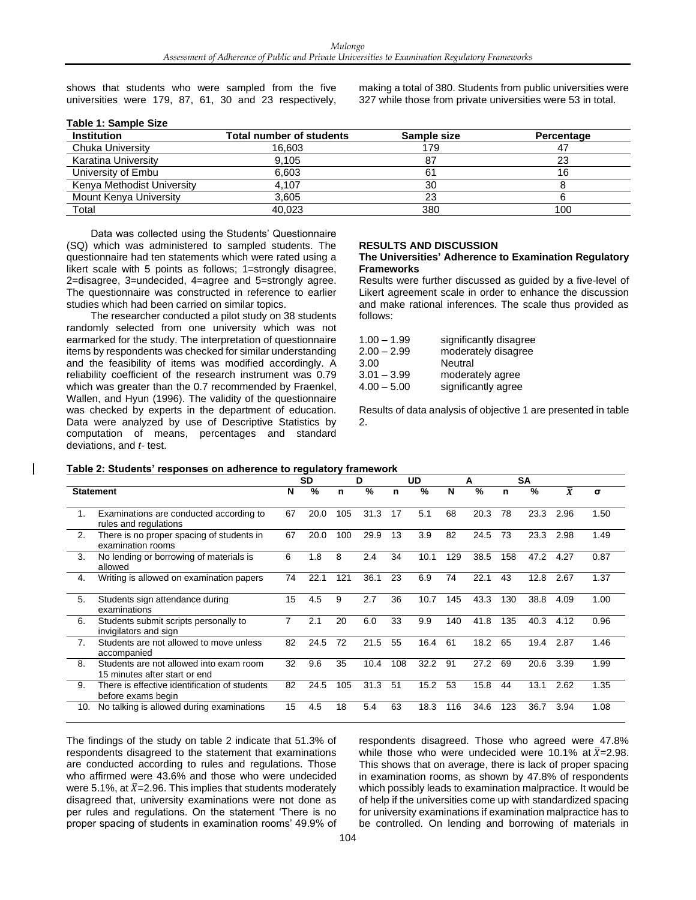shows that students who were sampled from the five universities were 179, 87, 61, 30 and 23 respectively, making a total of 380. Students from public universities were 327 while those from private universities were 53 in total.

**Table 1: Sample Size**

| Institution | Total number of students | Sample size | Percentage |
|---|---|---|---|
| Chuka University | 16,603 | 179 | 47 |
| Karatina University | 9,105 | 87 | 23 |
| University of Embu | 6,603 | 61 | 16 |
| Kenya Methodist University | 4,107 | 30 | 8 |
| Mount Kenya University | 3,605 | 23 | 6 |
| Total | 40,023 | 380 | 100 |

Data was collected using the Students' Questionnaire (SQ) which was administered to sampled students. The questionnaire had ten statements which were rated using a likert scale with 5 points as follows; 1=strongly disagree, 2=disagree, 3=undecided, 4=agree and 5=strongly agree. The questionnaire was constructed in reference to earlier studies which had been carried on similar topics.

The researcher conducted a pilot study on 38 students randomly selected from one university which was not earmarked for the study. The interpretation of questionnaire items by respondents was checked for similar understanding and the feasibility of items was modified accordingly. A reliability coefficient of the research instrument was 0.79 which was greater than the 0.7 recommended by Fraenkel, Wallen, and Hyun (1996). The validity of the questionnaire was checked by experts in the department of education. Data were analyzed by use of Descriptive Statistics by computation of means, percentages and standard deviations, and *t*- test.

## RESULTS AND DISCUSSION

### The Universities' Adherence to Examination Regulatory Frameworks

Results were further discussed as guided by a five-level of Likert agreement scale in order to enhance the discussion and make rational inferences. The scale thus provided as follows:

| | |
|---|---|
| 1.00 – 1.99 | significantly disagree |
| 2.00 – 2.99 | moderately disagree |
| 3.00 | Neutral |
| 3.01 – 3.99 | moderately agree |
| 4.00 – 5.00 | significantly agree |

Results of data analysis of objective 1 are presented in table 2.

**Table 2: Students' responses on adherence to regulatory framework**

| | Statement | SD | | D | | UD | | A | | SA | | | |
|---|---|---|---|---|---|---|---|---|---|---|---|---|---|
| | | N | % | n | % | n | % | N | % | n | % | $\bar{X}$ | σ |
| 1. | Examinations are conducted according to rules and regulations | 67 | 20.0 | 105 | 31.3 | 17 | 5.1 | 68 | 20.3 | 78 | 23.3 | 2.96 | 1.50 |
| 2. | There is no proper spacing of students in examination rooms | 67 | 20.0 | 100 | 29.9 | 13 | 3.9 | 82 | 24.5 | 73 | 23.3 | 2.98 | 1.49 |
| 3. | No lending or borrowing of materials is allowed | 6 | 1.8 | 8 | 2.4 | 34 | 10.1 | 129 | 38.5 | 158 | 47.2 | 4.27 | 0.87 |
| 4. | Writing is allowed on examination papers | 74 | 22.1 | 121 | 36.1 | 23 | 6.9 | 74 | 22.1 | 43 | 12.8 | 2.67 | 1.37 |
| 5. | Students sign attendance during examinations | 15 | 4.5 | 9 | 2.7 | 36 | 10.7 | 145 | 43.3 | 130 | 38.8 | 4.09 | 1.00 |
| 6. | Students submit scripts personally to invigilators and sign | 7 | 2.1 | 20 | 6.0 | 33 | 9.9 | 140 | 41.8 | 135 | 40.3 | 4.12 | 0.96 |
| 7. | Students are not allowed to move unless accompanied | 82 | 24.5 | 72 | 21.5 | 55 | 16.4 | 61 | 18.2 | 65 | 19.4 | 2.87 | 1.46 |
| 8. | Students are not allowed into exam room 15 minutes after start or end | 32 | 9.6 | 35 | 10.4 | 108 | 32.2 | 91 | 27.2 | 69 | 20.6 | 3.39 | 1.99 |
| 9. | There is effective identification of students before exams begin | 82 | 24.5 | 105 | 31.3 | 51 | 15.2 | 53 | 15.8 | 44 | 13.1 | 2.62 | 1.35 |
| 10. | No talking is allowed during examinations | 15 | 4.5 | 18 | 5.4 | 63 | 18.3 | 116 | 34.6 | 123 | 36.7 | 3.94 | 1.08 |

The findings of the study on table 2 indicate that 51.3% of respondents disagreed to the statement that examinations are conducted according to rules and regulations. Those who affirmed were 43.6% and those who were undecided were 5.1%, at $\bar{X}$=2.96. This implies that students moderately disagreed that, university examinations were not done as per rules and regulations. On the statement 'There is no proper spacing of students in examination rooms' 49.9% of respondents disagreed. Those who agreed were 47.8% while those who were undecided were 10.1% at $\bar{X}$=2.98. This shows that on average, there is lack of proper spacing in examination rooms, as shown by 47.8% of respondents which possibly leads to examination malpractice. It would be of help if the universities come up with standardized spacing for university examinations if examination malpractice has to be controlled. On lending and borrowing of materials in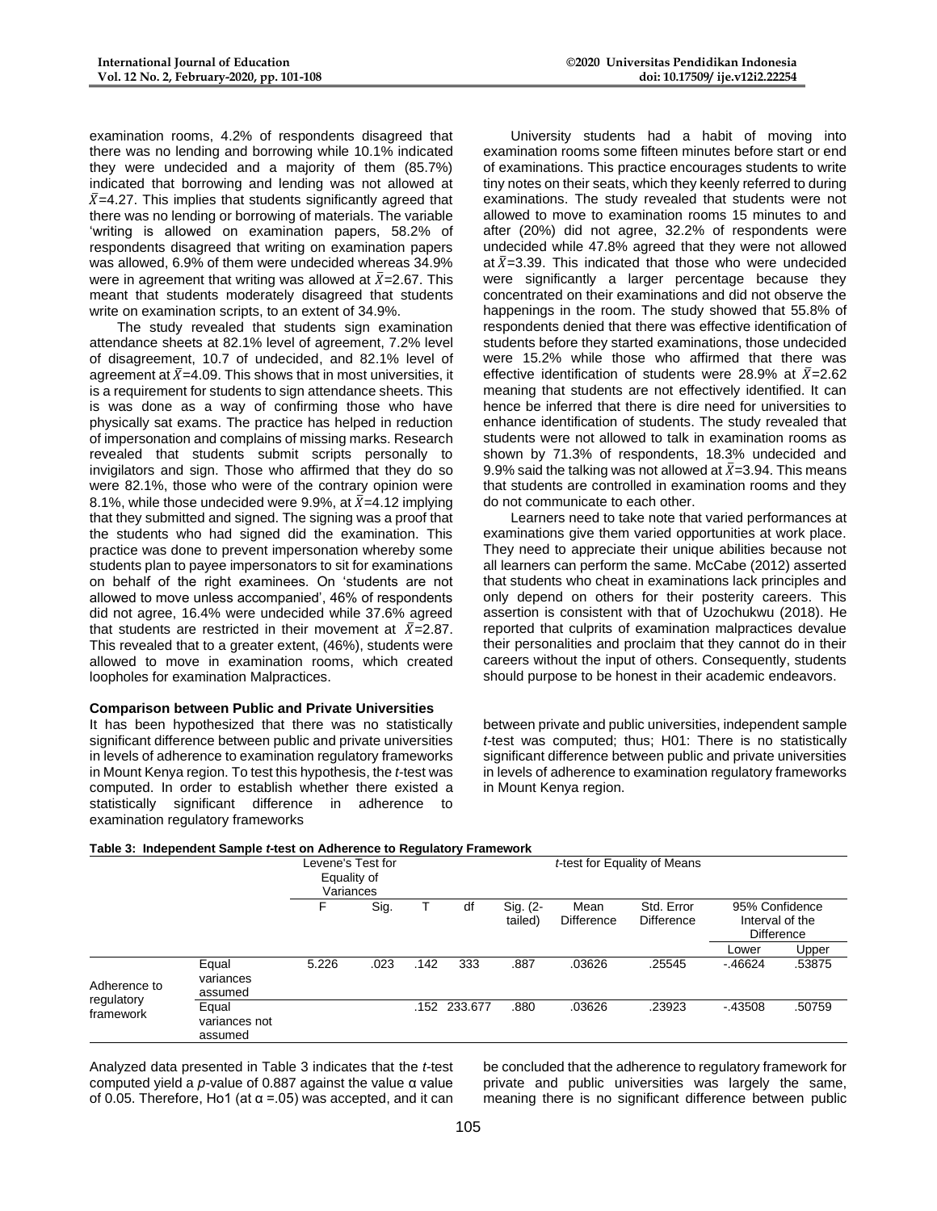examination rooms, 4.2% of respondents disagreed that there was no lending and borrowing while 10.1% indicated they were undecided and a majority of them (85.7%) indicated that borrowing and lending was not allowed at $\bar{X}$=4.27. This implies that students significantly agreed that there was no lending or borrowing of materials. The variable 'writing is allowed on examination papers, 58.2% of respondents disagreed that writing on examination papers was allowed, 6.9% of them were undecided whereas 34.9% were in agreement that writing was allowed at $\bar{X}$=2.67. This meant that students moderately disagreed that students write on examination scripts, to an extent of 34.9%.

The study revealed that students sign examination attendance sheets at 82.1% level of agreement, 7.2% level of disagreement, 10.7 of undecided, and 82.1% level of agreement at $\bar{X}$=4.09. This shows that in most universities, it is a requirement for students to sign attendance sheets. This is was done as a way of confirming those who have physically sat exams. The practice has helped in reduction of impersonation and complains of missing marks. Research revealed that students submit scripts personally to invigilators and sign. Those who affirmed that they do so were 82.1%, those who were of the contrary opinion were 8.1%, while those undecided were 9.9%, at $\bar{X}$=4.12 implying that they submitted and signed. The signing was a proof that the students who had signed did the examination. This practice was done to prevent impersonation whereby some students plan to payee impersonators to sit for examinations on behalf of the right examinees. On 'students are not allowed to move unless accompanied', 46% of respondents did not agree, 16.4% were undecided while 37.6% agreed that students are restricted in their movement at $\bar{X}$=2.87. This revealed that to a greater extent, (46%), students were allowed to move in examination rooms, which created loopholes for examination Malpractices.

University students had a habit of moving into examination rooms some fifteen minutes before start or end of examinations. This practice encourages students to write tiny notes on their seats, which they keenly referred to during examinations. The study revealed that students were not allowed to move to examination rooms 15 minutes to and after (20%) did not agree, 32.2% of respondents were undecided while 47.8% agreed that they were not allowed at $\bar{X}$=3.39. This indicated that those who were undecided were significantly a larger percentage because they concentrated on their examinations and did not observe the happenings in the room. The study showed that 55.8% of respondents denied that there was effective identification of students before they started examinations, those undecided were 15.2% while those who affirmed that there was effective identification of students were 28.9% at $\bar{X}$=2.62 meaning that students are not effectively identified. It can hence be inferred that there is dire need for universities to enhance identification of students. The study revealed that students were not allowed to talk in examination rooms as shown by 71.3% of respondents, 18.3% undecided and 9.9% said the talking was not allowed at $\bar{X}$=3.94. This means that students are controlled in examination rooms and they do not communicate to each other.

Learners need to take note that varied performances at examinations give them varied opportunities at work place. They need to appreciate their unique abilities because not all learners can perform the same. McCabe (2012) asserted that students who cheat in examinations lack principles and only depend on others for their posterity careers. This assertion is consistent with that of Uzochukwu (2018). He reported that culprits of examination malpractices devalue their personalities and proclaim that they cannot do in their careers without the input of others. Consequently, students should purpose to be honest in their academic endeavors.

**Comparison between Public and Private Universities**

It has been hypothesized that there was no statistically significant difference between public and private universities in levels of adherence to examination regulatory frameworks in Mount Kenya region. To test this hypothesis, the *t*-test was computed. In order to establish whether there existed a statistically significant difference in adherence to examination regulatory frameworks between private and public universities, independent sample *t*-test was computed; thus; H01: There is no statistically significant difference between public and private universities in levels of adherence to examination regulatory frameworks in Mount Kenya region.

**Table 3: Independent Sample *t*-test on Adherence to Regulatory Framework**

| | | Levene's Test for Equality of Variances | | *t*-test for Equality of Means | | | | | | |
|---|---|---|---|---|---|---|---|---|---|---|
| | | F | Sig. | T | df | Sig. (2-tailed) | Mean Difference | Std. Error Difference | 95% Confidence Interval of the Difference | |
| | | | | | | | | | Lower | Upper |
| Adherence to regulatory framework | Equal variances assumed | 5.226 | .023 | .142 | 333 | .887 | .03626 | .25545 | -.46624 | .53875 |
| | Equal variances not assumed | | | .152 | 233.677 | .880 | .03626 | .23923 | -.43508 | .50759 |

Analyzed data presented in Table 3 indicates that the *t*-test computed yield a *p*-value of 0.887 against the value α value of 0.05. Therefore, Ho1 (at α =.05) was accepted, and it can be concluded that the adherence to regulatory framework for private and public universities was largely the same, meaning there is no significant difference between public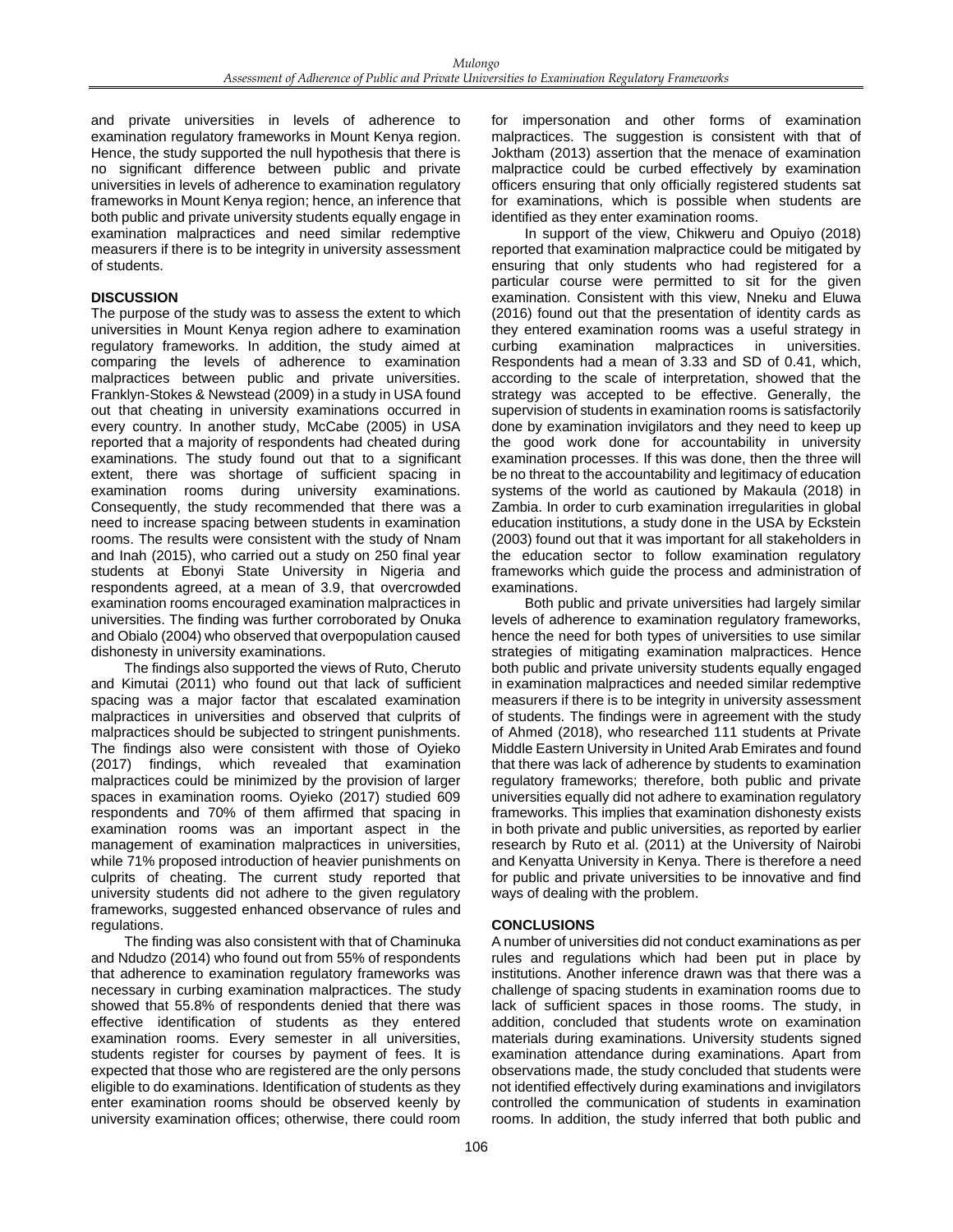and private universities in levels of adherence to examination regulatory frameworks in Mount Kenya region. Hence, the study supported the null hypothesis that there is no significant difference between public and private universities in levels of adherence to examination regulatory frameworks in Mount Kenya region; hence, an inference that both public and private university students equally engage in examination malpractices and need similar redemptive measurers if there is to be integrity in university assessment of students.

## DISCUSSION

The purpose of the study was to assess the extent to which universities in Mount Kenya region adhere to examination regulatory frameworks. In addition, the study aimed at comparing the levels of adherence to examination malpractices between public and private universities. Franklyn-Stokes & Newstead (2009) in a study in USA found out that cheating in university examinations occurred in every country. In another study, McCabe (2005) in USA reported that a majority of respondents had cheated during examinations. The study found out that to a significant extent, there was shortage of sufficient spacing in examination rooms during university examinations. Consequently, the study recommended that there was a need to increase spacing between students in examination rooms. The results were consistent with the study of Nnam and Inah (2015), who carried out a study on 250 final year students at Ebonyi State University in Nigeria and respondents agreed, at a mean of 3.9, that overcrowded examination rooms encouraged examination malpractices in universities. The finding was further corroborated by Onuka and Obialo (2004) who observed that overpopulation caused dishonesty in university examinations.

The findings also supported the views of Ruto, Cheruto and Kimutai (2011) who found out that lack of sufficient spacing was a major factor that escalated examination malpractices in universities and observed that culprits of malpractices should be subjected to stringent punishments. The findings also were consistent with those of Oyieko (2017) findings, which revealed that examination malpractices could be minimized by the provision of larger spaces in examination rooms. Oyieko (2017) studied 609 respondents and 70% of them affirmed that spacing in examination rooms was an important aspect in the management of examination malpractices in universities, while 71% proposed introduction of heavier punishments on culprits of cheating. The current study reported that university students did not adhere to the given regulatory frameworks, suggested enhanced observance of rules and regulations.

The finding was also consistent with that of Chaminuka and Ndudzo (2014) who found out from 55% of respondents that adherence to examination regulatory frameworks was necessary in curbing examination malpractices. The study showed that 55.8% of respondents denied that there was effective identification of students as they entered examination rooms. Every semester in all universities, students register for courses by payment of fees. It is expected that those who are registered are the only persons eligible to do examinations. Identification of students as they enter examination rooms should be observed keenly by university examination offices; otherwise, there could room for impersonation and other forms of examination malpractices. The suggestion is consistent with that of Joktham (2013) assertion that the menace of examination malpractice could be curbed effectively by examination officers ensuring that only officially registered students sat for examinations, which is possible when students are identified as they enter examination rooms.

In support of the view, Chikweru and Opuiyo (2018) reported that examination malpractice could be mitigated by ensuring that only students who had registered for a particular course were permitted to sit for the given examination. Consistent with this view, Nneku and Eluwa (2016) found out that the presentation of identity cards as they entered examination rooms was a useful strategy in curbing examination malpractices in universities. Respondents had a mean of 3.33 and SD of 0.41, which, according to the scale of interpretation, showed that the strategy was accepted to be effective. Generally, the supervision of students in examination rooms is satisfactorily done by examination invigilators and they need to keep up the good work done for accountability in university examination processes. If this was done, then the three will be no threat to the accountability and legitimacy of education systems of the world as cautioned by Makaula (2018) in Zambia. In order to curb examination irregularities in global education institutions, a study done in the USA by Eckstein (2003) found out that it was important for all stakeholders in the education sector to follow examination regulatory frameworks which guide the process and administration of examinations.

Both public and private universities had largely similar levels of adherence to examination regulatory frameworks, hence the need for both types of universities to use similar strategies of mitigating examination malpractices. Hence both public and private university students equally engaged in examination malpractices and needed similar redemptive measurers if there is to be integrity in university assessment of students. The findings were in agreement with the study of Ahmed (2018), who researched 111 students at Private Middle Eastern University in United Arab Emirates and found that there was lack of adherence by students to examination regulatory frameworks; therefore, both public and private universities equally did not adhere to examination regulatory frameworks. This implies that examination dishonesty exists in both private and public universities, as reported by earlier research by Ruto et al. (2011) at the University of Nairobi and Kenyatta University in Kenya. There is therefore a need for public and private universities to be innovative and find ways of dealing with the problem.

## CONCLUSIONS

A number of universities did not conduct examinations as per rules and regulations which had been put in place by institutions. Another inference drawn was that there was a challenge of spacing students in examination rooms due to lack of sufficient spaces in those rooms. The study, in addition, concluded that students wrote on examination materials during examinations. University students signed examination attendance during examinations. Apart from observations made, the study concluded that students were not identified effectively during examinations and invigilators controlled the communication of students in examination rooms. In addition, the study inferred that both public and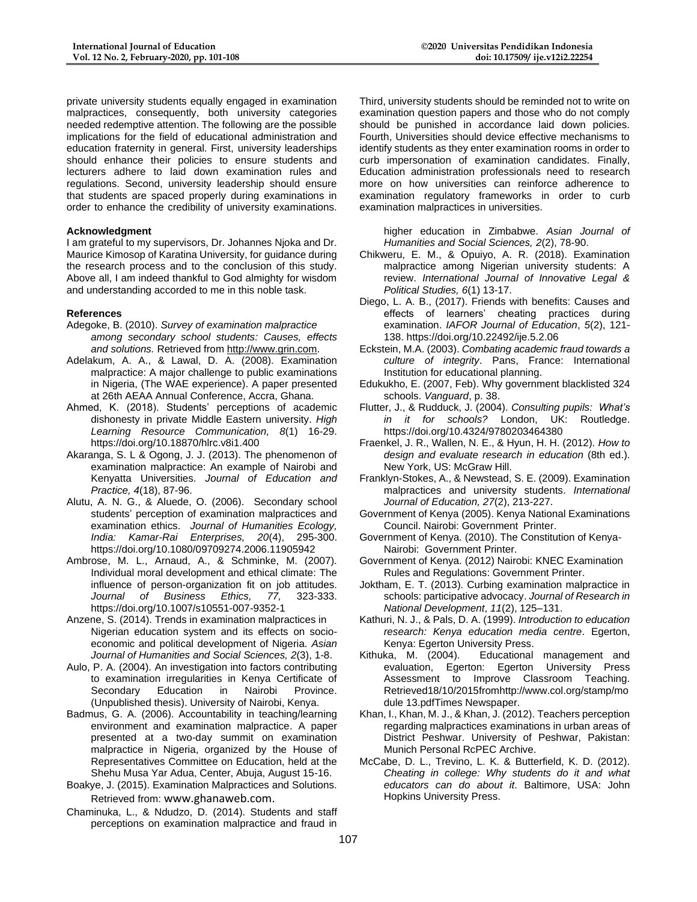private university students equally engaged in examination malpractices, consequently, both university categories needed redemptive attention. The following are the possible implications for the field of educational administration and education fraternity in general. First, university leaderships should enhance their policies to ensure students and lecturers adhere to laid down examination rules and regulations. Second, university leadership should ensure that students are spaced properly during examinations in order to enhance the credibility of university examinations. Third, university students should be reminded not to write on examination question papers and those who do not comply should be punished in accordance laid down policies. Fourth, Universities should device effective mechanisms to identify students as they enter examination rooms in order to curb impersonation of examination candidates. Finally, Education administration professionals need to research more on how universities can reinforce adherence to examination regulatory frameworks in order to curb examination malpractices in universities.

**Acknowledgment**

I am grateful to my supervisors, Dr. Johannes Njoka and Dr. Maurice Kimosop of Karatina University, for guidance during the research process and to the conclusion of this study. Above all, I am indeed thankful to God almighty for wisdom and understanding accorded to me in this noble task.

**References**

Adegoke, B. (2010). *Survey of examination malpractice among secondary school students: Causes, effects and solutions.* Retrieved from http://www.grin.com.

Adelakum, A. A., & Lawal, D. A. (2008). Examination malpractice: A major challenge to public examinations in Nigeria, (The WAE experience). A paper presented at 26th AEAA Annual Conference, Accra, Ghana.

Ahmed, K. (2018). Students' perceptions of academic dishonesty in private Middle Eastern university. *High Learning Resource Communication, 8*(1) 16-29. https://doi.org/10.18870/hlrc.v8i1.400

Akaranga, S. L & Ogong, J. J. (2013). The phenomenon of examination malpractice: An example of Nairobi and Kenyatta Universities. *Journal of Education and Practice, 4*(18), 87-96.

Alutu, A. N. G., & Aluede, O. (2006). Secondary school students' perception of examination malpractices and examination ethics. *Journal of Humanities Ecology, India: Kamar-Rai Enterprises, 20*(4), 295-300. https://doi.org/10.1080/09709274.2006.11905942

Ambrose, M. L., Arnaud, A., & Schminke, M. (2007). Individual moral development and ethical climate: The influence of person-organization fit on job attitudes. *Journal of Business Ethics, 77,* 323-333. https://doi.org/10.1007/s10551-007-9352-1

Anzene, S. (2014). Trends in examination malpractices in Nigerian education system and its effects on socio-economic and political development of Nigeria. *Asian Journal of Humanities and Social Sciences, 2*(3), 1-8.

Aulo, P. A. (2004). An investigation into factors contributing to examination irregularities in Kenya Certificate of Secondary Education in Nairobi Province. (Unpublished thesis). University of Nairobi, Kenya.

Badmus, G. A. (2006). Accountability in teaching/learning environment and examination malpractice. A paper presented at a two-day summit on examination malpractice in Nigeria, organized by the House of Representatives Committee on Education, held at the Shehu Musa Yar Adua, Center, Abuja, August 15-16.

Boakye, J. (2015). Examination Malpractices and Solutions. Retrieved from: www.ghanaweb.com.

Chaminuka, L., & Ndudzo, D. (2014). Students and staff perceptions on examination malpractice and fraud in higher education in Zimbabwe. *Asian Journal of Humanities and Social Sciences, 2*(2), 78-90.

Chikweru, E. M., & Opuiyo, A. R. (2018). Examination malpractice among Nigerian university students: A review. *International Journal of Innovative Legal & Political Studies, 6*(1) 13-17.

Diego, L. A. B., (2017). Friends with benefits: Causes and effects of learners' cheating practices during examination. *IAFOR Journal of Education*, *5*(2), 121-138. https://doi.org/10.22492/ije.5.2.06

Eckstein, M.A. (2003). *Combating academic fraud towards a culture of integrity*. Pans, France: International Institution for educational planning.

Edukukho, E. (2007, Feb). Why government blacklisted 324 schools. *Vanguard*, p. 38.

Flutter, J., & Rudduck, J. (2004). *Consulting pupils: What's in it for schools?* London, UK: Routledge. https://doi.org/10.4324/9780203464380

Fraenkel, J. R., Wallen, N. E., & Hyun, H. H. (2012). *How to design and evaluate research in education* (8th ed.). New York, US: McGraw Hill.

Franklyn-Stokes, A., & Newstead, S. E. (2009). Examination malpractices and university students. *International Journal of Education, 27*(2), 213-227.

Government of Kenya (2005). Kenya National Examinations Council. Nairobi: Government Printer.

Government of Kenya. (2010). The Constitution of Kenya- Nairobi: Government Printer.

Government of Kenya. (2012) Nairobi: KNEC Examination Rules and Regulations: Government Printer.

Joktham, E. T. (2013). Curbing examination malpractice in schools: participative advocacy. *Journal of Research in National Development*, *11*(2), 125–131.

Kathuri, N. J., & Pals, D. A. (1999). *Introduction to education research: Kenya education media centre*. Egerton, Kenya: Egerton University Press.

Kithuka, M. (2004). Educational management and evaluation, Egerton: Egerton University Press Assessment to Improve Classroom Teaching. Retrieved18/10/2015fromhttp://www.col.org/stamp/module 13.pdfTimes Newspaper.

Khan, I., Khan, M. J., & Khan, J. (2012). Teachers perception regarding malpractices examinations in urban areas of District Peshwar. University of Peshwar, Pakistan: Munich Personal RcPEC Archive.

McCabe, D. L., Trevino, L. K. & Butterfield, K. D. (2012). *Cheating in college: Why students do it and what educators can do about it*. Baltimore, USA: John Hopkins University Press.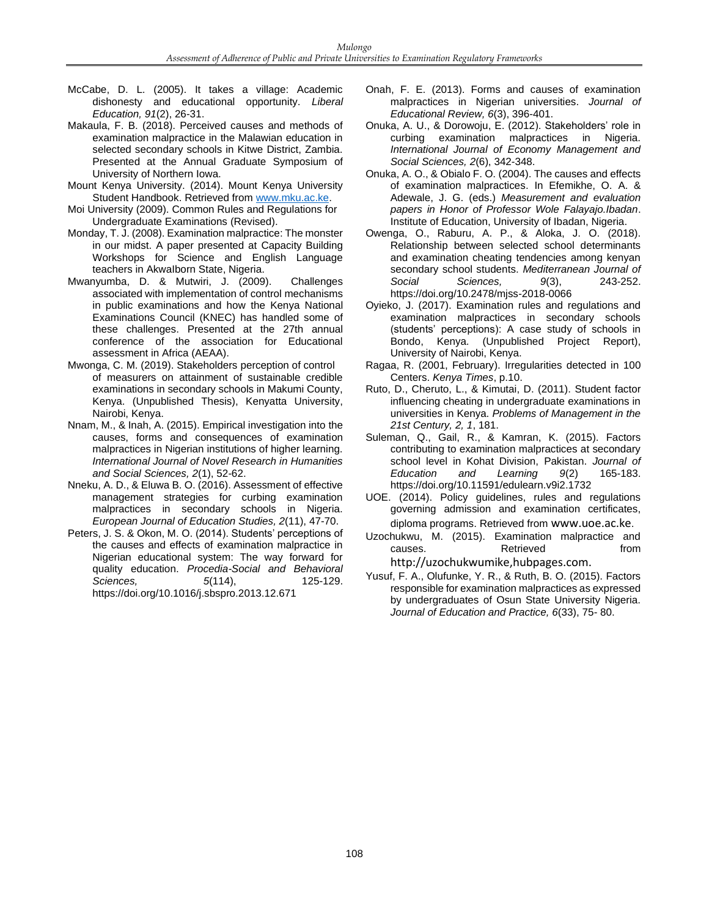McCabe, D. L. (2005). It takes a village: Academic dishonesty and educational opportunity. *Liberal Education, 91*(2), 26-31.

Makaula, F. B. (2018). Perceived causes and methods of examination malpractice in the Malawian education in selected secondary schools in Kitwe Distict, Zambia. Presented at the Annual Graduate Symposium of University of Northern Iowa.

Mount Kenya University. (2014). Mount Kenya University Student Handbook. Retrieved from www.mku.ac.ke.

Moi University (2009). Common Rules and Regulations for Undergraduate Examinations (Revised).

Monday, T. J. (2008). Examination malpractice: The monster in our midst. A paper presented at Capacity Building Workshops for Science and English Language teachers in AkwaIborn State, Nigeria.

Mwanyumba, D. & Mutwiri, J. (2009). Challenges associated with implementation of control mechanisms in public examinations and how the Kenya National Examinations Council (KNEC) has handled some of these challenges. Presented at the 27th annual conference of the association for Educational assessment in Africa (AEAA).

Mwonga, C. M. (2019). Stakeholders perception of control of measurers on attainment of sustainable credible examinations in secondary schools in Makumi County, Kenya. (Unpublished Thesis), Kenyatta University, Nairobi, Kenya.

Nnam, M., & Inah, A. (2015). Empirical investigation into the causes, forms and consequences of examination malpractices in Nigerian institutions of higher learning. *International Journal of Novel Research in Humanities and Social Sciences, 2*(1), 52-62.

Nneku, A. D., & Eluwa B. O. (2016). Assessment of effective management strategies for curbing examination malpractices in secondary schools in Nigeria. *European Journal of Education Studies, 2*(11), 47-70.

Peters, J. S. & Okon, M. O. (2014). Students' perceptions of the causes and effects of examination malpractice in Nigerian educational system: The way forward for quality education. *Procedia-Social and Behavioral Sciences, 5*(114), 125-129. https://doi.org/10.1016/j.sbspro.2013.12.671

Onah, F. E. (2013). Forms and causes of examination malpractices in Nigerian universities. *Journal of Educational Review, 6*(3), 396-401.

Onuka, A. U., & Dorowoju, E. (2012). Stakeholders' role in curbing examination malpractices in Nigeria. *International Journal of Economy Management and Social Sciences, 2*(6), 342-348.

Onuka, A. O., & Obialo F. O. (2004). The causes and effects of examination malpractices. In Efemikhe, O. A. & Adewale, J. G. (eds.) *Measurement and evaluation papers in Honor of Professor Wole Falayajo.Ibadan*. Institute of Education, University of Ibadan, Nigeria.

Owenga, O., Raburu, A. P., & Aloka, J. O. (2018). Relationship between selected school determinants and examination cheating tendencies among kenyan secondary school students. *Mediterranean Journal of Social Sciences, 9*(3), 243-252. https://doi.org/10.2478/mjss-2018-0066

Oyieko, J. (2017). Examination rules and regulations and examination malpractices in secondary schools (students' perceptions): A case study of schools in Bondo, Kenya. (Unpublished Project Report), University of Nairobi, Kenya.

Ragaa, R. (2001, February). Irregularities detected in 100 Centers. *Kenya Times*, p.10.

Ruto, D., Cheruto, L., & Kimutai, D. (2011). Student factor influencing cheating in undergraduate examinations in universities in Kenya. *Problems of Management in the 21st Century, 2, 1*, 181.

Suleman, Q., Gail, R., & Kamran, K. (2015). Factors contributing to examination malpractices at secondary school level in Kohat Division, Pakistan. *Journal of Education and Learning 9*(2) 165-183. https://doi.org/10.11591/edulearn.v9i2.1732

UOE. (2014). Policy guidelines, rules and regulations governing admission and examination certificates, diploma programs. Retrieved from www.uoe.ac.ke.

Uzochukwu, M. (2015). Examination malpractice and causes. Retrieved from http://uzochukwumike,hubpages.com.

Yusuf, F. A., Olufunke, Y. R., & Ruth, B. O. (2015). Factors responsible for examination malpractices as expressed by undergraduates of Osun State University Nigeria. *Journal of Education and Practice, 6*(33), 75- 80.